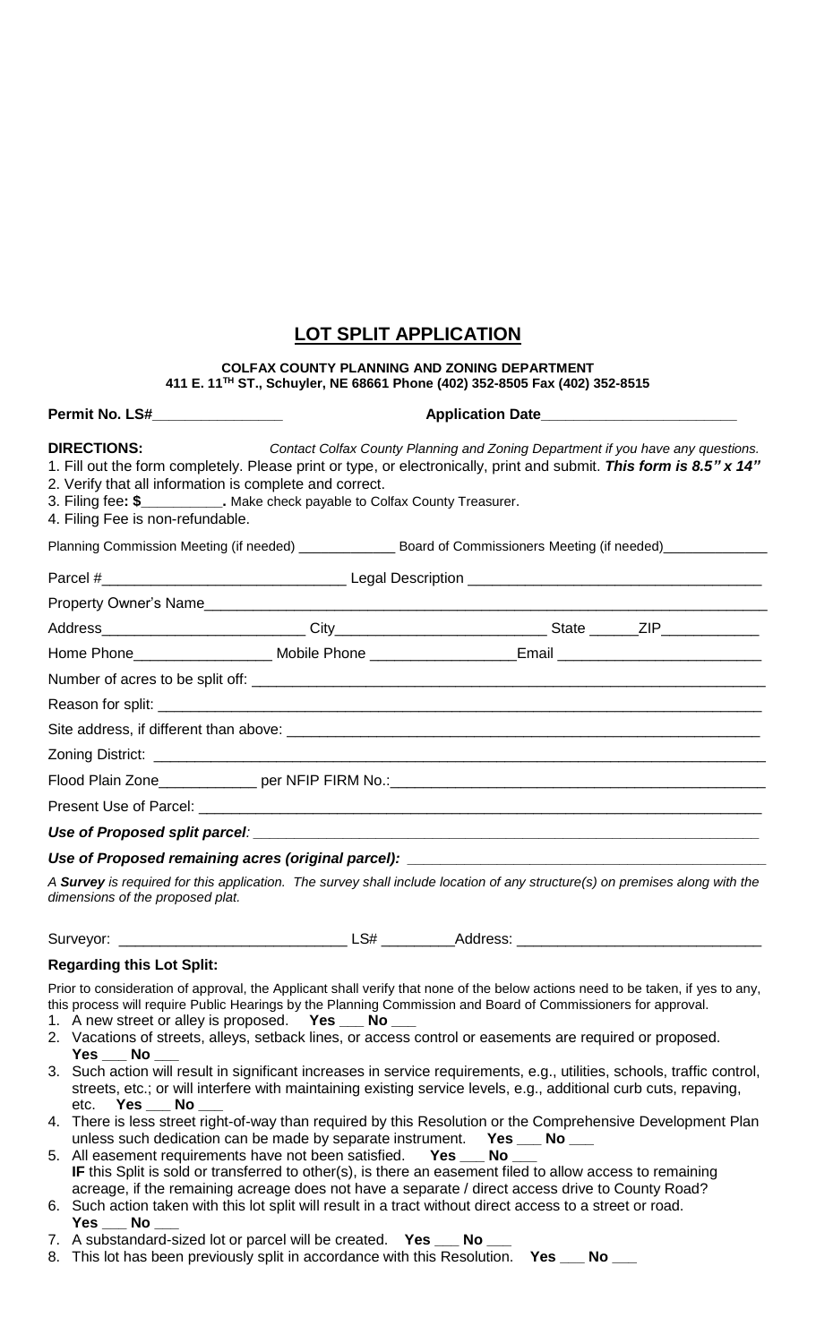# LOT SPLIT APPLICATION

**COLFAX COUNTY PLANNING AND ZONING DEPARTMENT**
**411 E. 11TH ST., Schuyler, NE 68661 Phone (402) 352-8505 Fax (402) 352-8515**

**Permit No. LS#_______________** **Application Date_______________________**

**DIRECTIONS:** *Contact Colfax County Planning and Zoning Department if you have any questions.*

1. Fill out the form completely. Please print or type, or electronically, print and submit. ***This form is 8.5" x 14"***
2. Verify that all information is complete and correct.
3. Filing fee**: $__________.** Make check payable to Colfax County Treasurer.
4. Filing Fee is non-refundable.

Planning Commission Meeting (if needed) _____________ Board of Commissioners Meeting (if needed)_____________

Parcel #_____________________________ Legal Description ___________________________________

Property Owner's Name_______________________________________________________________________

Address_________________________ City_________________________ State ______ZIP___________

Home Phone_________________ Mobile Phone _________________Email ________________________

Number of acres to be split off: ______________________________________________________________

Reason for split: ___________________________________________________________________________

Site address, if different than above: __________________________________________________________

Zoning District: ____________________________________________________________________________

Flood Plain Zone____________ per NFIP FIRM No.:_____________________________________________

Present Use of Parcel: ______________________________________________________________________

***Use of Proposed split parcel**:* ______________________________________________________________

***Use of Proposed remaining acres (original parcel):*** ____________________________________________

*A **Survey** is required for this application. The survey shall include location of any structure(s) on premises along with the dimensions of the proposed plat.*

Surveyor: ___________________________ LS# _________Address: ______________________________

**Regarding this Lot Split:**

Prior to consideration of approval, the Applicant shall verify that none of the below actions need to be taken, if yes to any, this process will require Public Hearings by the Planning Commission and Board of Commissioners for approval.

1. A new street or alley is proposed. **Yes ___ No ___**
2. Vacations of streets, alleys, setback lines, or access control or easements are required or proposed. **Yes ___ No ___**
3. Such action will result in significant increases in service requirements, e.g., utilities, schools, traffic control, streets, etc.; or will interfere with maintaining existing service levels, e.g., additional curb cuts, repaving, etc. **Yes ___ No ___**
4. There is less street right-of-way than required by this Resolution or the Comprehensive Development Plan unless such dedication can be made by separate instrument. **Yes ___ No ___**
5. All easement requirements have not been satisfied. **Yes ___ No ___**
   **IF** this Split is sold or transferred to other(s), is there an easement filed to allow access to remaining acreage, if the remaining acreage does not have a separate / direct access drive to County Road?
6. Such action taken with this lot split will result in a tract without direct access to a street or road. **Yes ___ No ___**
7. A substandard-sized lot or parcel will be created. **Yes ___ No ___**
8. This lot has been previously split in accordance with this Resolution. **Yes ___ No ___**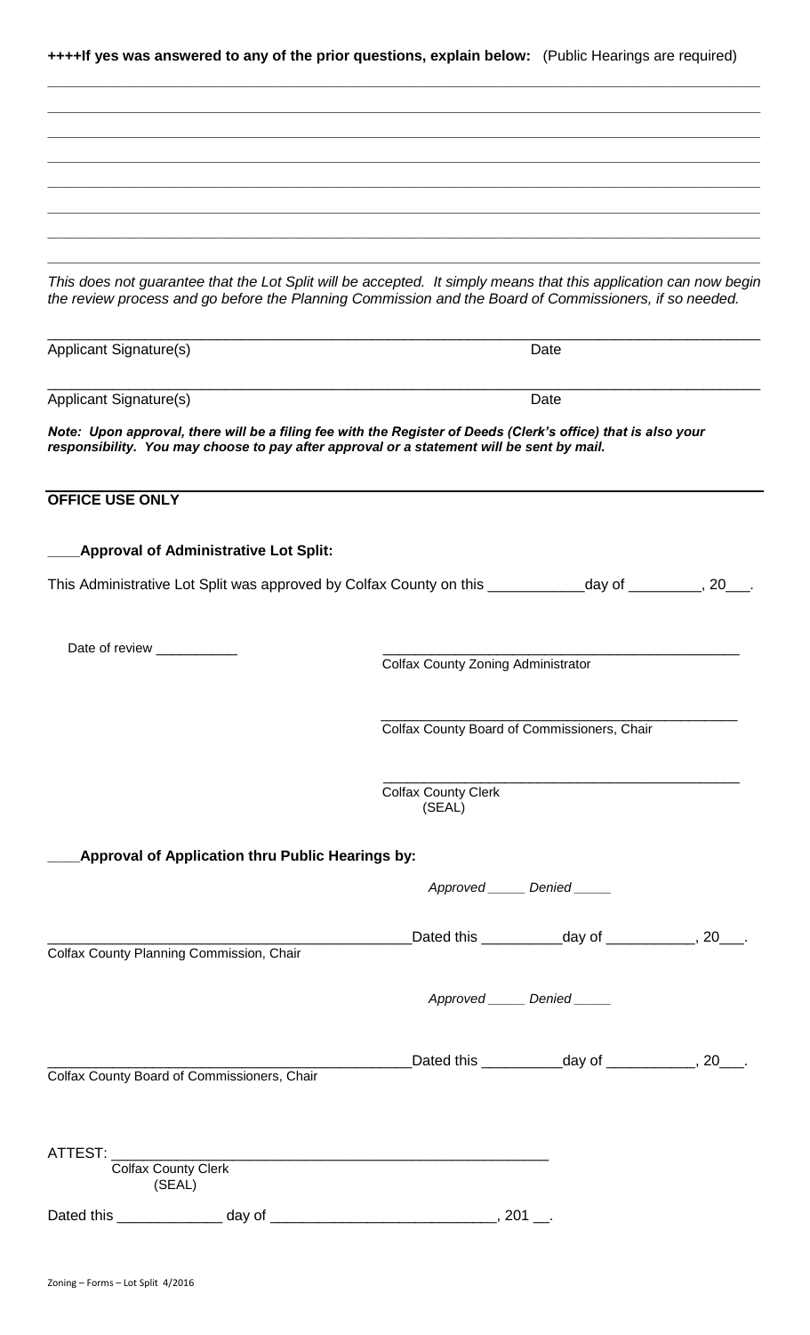**++++If yes was answered to any of the prior questions, explain below:** (Public Hearings are required)

\_\_\_\_\_\_\_\_\_\_\_\_\_\_\_\_\_\_\_\_\_\_\_\_\_\_\_\_\_\_\_\_\_\_\_\_\_\_\_\_\_\_\_\_\_\_\_\_\_\_\_\_\_\_\_\_\_\_\_\_\_\_\_\_\_\_\_\_\_\_\_\_\_\_\_\_

\_\_\_\_\_\_\_\_\_\_\_\_\_\_\_\_\_\_\_\_\_\_\_\_\_\_\_\_\_\_\_\_\_\_\_\_\_\_\_\_\_\_\_\_\_\_\_\_\_\_\_\_\_\_\_\_\_\_\_\_\_\_\_\_\_\_\_\_\_\_\_\_\_\_\_\_

\_\_\_\_\_\_\_\_\_\_\_\_\_\_\_\_\_\_\_\_\_\_\_\_\_\_\_\_\_\_\_\_\_\_\_\_\_\_\_\_\_\_\_\_\_\_\_\_\_\_\_\_\_\_\_\_\_\_\_\_\_\_\_\_\_\_\_\_\_\_\_\_\_\_\_\_

\_\_\_\_\_\_\_\_\_\_\_\_\_\_\_\_\_\_\_\_\_\_\_\_\_\_\_\_\_\_\_\_\_\_\_\_\_\_\_\_\_\_\_\_\_\_\_\_\_\_\_\_\_\_\_\_\_\_\_\_\_\_\_\_\_\_\_\_\_\_\_\_\_\_\_\_

\_\_\_\_\_\_\_\_\_\_\_\_\_\_\_\_\_\_\_\_\_\_\_\_\_\_\_\_\_\_\_\_\_\_\_\_\_\_\_\_\_\_\_\_\_\_\_\_\_\_\_\_\_\_\_\_\_\_\_\_\_\_\_\_\_\_\_\_\_\_\_\_\_\_\_\_

\_\_\_\_\_\_\_\_\_\_\_\_\_\_\_\_\_\_\_\_\_\_\_\_\_\_\_\_\_\_\_\_\_\_\_\_\_\_\_\_\_\_\_\_\_\_\_\_\_\_\_\_\_\_\_\_\_\_\_\_\_\_\_\_\_\_\_\_\_\_\_\_\_\_\_\_

\_\_\_\_\_\_\_\_\_\_\_\_\_\_\_\_\_\_\_\_\_\_\_\_\_\_\_\_\_\_\_\_\_\_\_\_\_\_\_\_\_\_\_\_\_\_\_\_\_\_\_\_\_\_\_\_\_\_\_\_\_\_\_\_\_\_\_\_\_\_\_\_\_\_\_\_

\_\_\_\_\_\_\_\_\_\_\_\_\_\_\_\_\_\_\_\_\_\_\_\_\_\_\_\_\_\_\_\_\_\_\_\_\_\_\_\_\_\_\_\_\_\_\_\_\_\_\_\_\_\_\_\_\_\_\_\_\_\_\_\_\_\_\_\_\_\_\_\_\_\_\_\_

*This does not guarantee that the Lot Split will be accepted. It simply means that this application can now begin the review process and go before the Planning Commission and the Board of Commissioners, if so needed.*

\_\_\_\_\_\_\_\_\_\_\_\_\_\_\_\_\_\_\_\_\_\_\_\_\_\_\_\_\_\_\_\_\_\_\_\_\_\_\_\_\_\_\_\_\_\_\_\_\_\_\_\_\_\_\_\_\_\_\_\_\_\_\_\_\_\_\_\_\_\_\_\_\_\_\_\_
Applicant Signature(s) Date

\_\_\_\_\_\_\_\_\_\_\_\_\_\_\_\_\_\_\_\_\_\_\_\_\_\_\_\_\_\_\_\_\_\_\_\_\_\_\_\_\_\_\_\_\_\_\_\_\_\_\_\_\_\_\_\_\_\_\_\_\_\_\_\_\_\_\_\_\_\_\_\_\_\_\_\_
Applicant Signature(s) Date

***Note: Upon approval, there will be a filing fee with the Register of Deeds (Clerk's office) that is also your responsibility. You may choose to pay after approval or a statement will be sent by mail.***

**OFFICE USE ONLY**

**\_\_\_\_Approval of Administrative Lot Split:**

This Administrative Lot Split was approved by Colfax County on this \_\_\_\_\_\_\_\_\_\_\_\_day of \_\_\_\_\_\_\_\_\_, 20\_\_\_.

Date of review \_\_\_\_\_\_\_\_\_\_\_

\_\_\_\_\_\_\_\_\_\_\_\_\_\_\_\_\_\_\_\_\_\_\_\_\_\_\_\_\_\_\_\_\_\_\_\_\_\_\_\_\_\_\_\_\_\_
Colfax County Zoning Administrator

\_\_\_\_\_\_\_\_\_\_\_\_\_\_\_\_\_\_\_\_\_\_\_\_\_\_\_\_\_\_\_\_\_\_\_\_\_\_\_\_\_\_\_\_\_\_
Colfax County Board of Commissioners, Chair

\_\_\_\_\_\_\_\_\_\_\_\_\_\_\_\_\_\_\_\_\_\_\_\_\_\_\_\_\_\_\_\_\_\_\_\_\_\_\_\_\_\_\_\_\_\_
Colfax County Clerk
(SEAL)

**\_\_\_\_Approval of Application thru Public Hearings by:**

*Approved \_\_\_\_\_ Denied \_\_\_\_\_*

\_\_\_\_\_\_\_\_\_\_\_\_\_\_\_\_\_\_\_\_\_\_\_\_\_\_\_\_\_\_\_\_\_\_\_\_\_\_\_\_\_\_\_\_\_\_Dated this \_\_\_\_\_\_\_\_\_\_day of \_\_\_\_\_\_\_\_\_\_\_, 20\_\_\_.
Colfax County Planning Commission, Chair

*Approved \_\_\_\_\_ Denied \_\_\_\_\_*

\_\_\_\_\_\_\_\_\_\_\_\_\_\_\_\_\_\_\_\_\_\_\_\_\_\_\_\_\_\_\_\_\_\_\_\_\_\_\_\_\_\_\_\_\_\_Dated this \_\_\_\_\_\_\_\_\_\_day of \_\_\_\_\_\_\_\_\_\_\_, 20\_\_\_.
Colfax County Board of Commissioners, Chair

ATTEST: \_\_\_\_\_\_\_\_\_\_\_\_\_\_\_\_\_\_\_\_\_\_\_\_\_\_\_\_\_\_\_\_\_\_\_\_\_\_\_\_\_\_\_\_\_\_\_\_\_\_\_\_\_\_\_
Colfax County Clerk
(SEAL)

Dated this \_\_\_\_\_\_\_\_\_\_\_\_\_ day of \_\_\_\_\_\_\_\_\_\_\_\_\_\_\_\_\_\_\_\_\_\_\_\_\_\_\_\_, 201 \_\_.

Zoning – Forms – Lot Split 4/2016